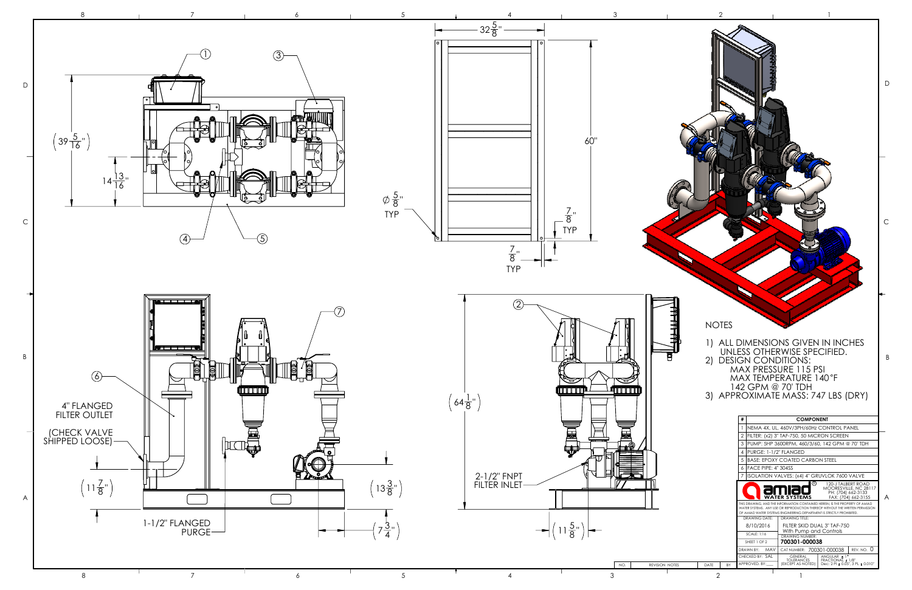## NOTES

1) ALL DIMENSIONS GIVEN IN INCHES UNLESS OTHERWISE SPECIFIED.
2) DESIGN CONDITIONS:
   MAX PRESSURE 115 PSI
   MAX TEMPERATURE 140°F
   142 GPM @ 70' TDH
3) APPROXIMATE MASS: 747 LBS (DRY)

| # | COMPONENT |
|---|---|
| 1 | NEMA 4X, UL, 460V/3PH/60Hz CONTROL PANEL |
| 2 | FILTER: (x2) 3" TAF-750, 50 MICRON SCREEN |
| 3 | PUMP: 5HP 3600RPM, 460/3/60, 142 GPM @ 70' TDH |
| 4 | PURGE: 1-1/2" FLANGED |
| 5 | BASE: EPOXY COATED CARBON STEEL |
| 6 | FACE PIPE: 4" 304SS |
| 7 | ISOLATION VALVES: (x4) 4" GRUVLOK 7600 VALVE |

Dimensions: $39\frac{5}{16}$", $14\frac{13}{16}$", $32\frac{5}{8}$", 60", $\varnothing\frac{5}{8}$" TYP, $\frac{7}{8}$" TYP, $\frac{7}{8}$" TYP, $64\frac{1}{8}$", $11\frac{7}{8}$", $13\frac{3}{8}$", $7\frac{3}{4}$", $11\frac{5}{8}$"

Labels: 4" FLANGED FILTER OUTLET; (CHECK VALVE SHIPPED LOOSE); 1-1/2" FLANGED PURGE; 2-1/2" FNPT FILTER INLET

**amiad WATER SYSTEMS**
120-J TALBERT ROAD
MOORESVILLE, NC 28117
PH: (704) 662-3133
FAX: (704) 662-3155

THIS DRAWING, AND THE INFORMATION CONTAINED HEREIN, IS THE PROPERTY OF AMIAD WATER SYSTEMS. ANY USE OR REPRODUCTION THEREOF WITHOUT THE WRITTEN PERMISSION OF AMIAD WATER SYSTEMS ENGINEERING DEPARTMENT IS STRICTLY PROHIBITED.

| DRAWING DATE: | DRAWING TITLE: |
|---|---|
| 8/10/2016 | FILTER SKID DUAL 3" TAF-750 With Pump and Controls |
| SCALE: 1:16 | DRAWING NUMBER: |
| SHEET 1 OF 2 | 700301-000038 |
| DRAWN BY: MAV | CAT NUMBER: 700301-000038 REV. NO. 0 |
| CHECKED BY: SAL | GENERAL TOLERANCES (EXCEPT AS NOTED) — ANGULAR: ± 1°, FRACTIONAL: ± 1/8", Dec: 2 PL ± 0.05", 3 PL ± 0.010" |
| APPROVED BY: | |

| NO. | REVISION NOTES | DATE | BY |
|---|---|---|---|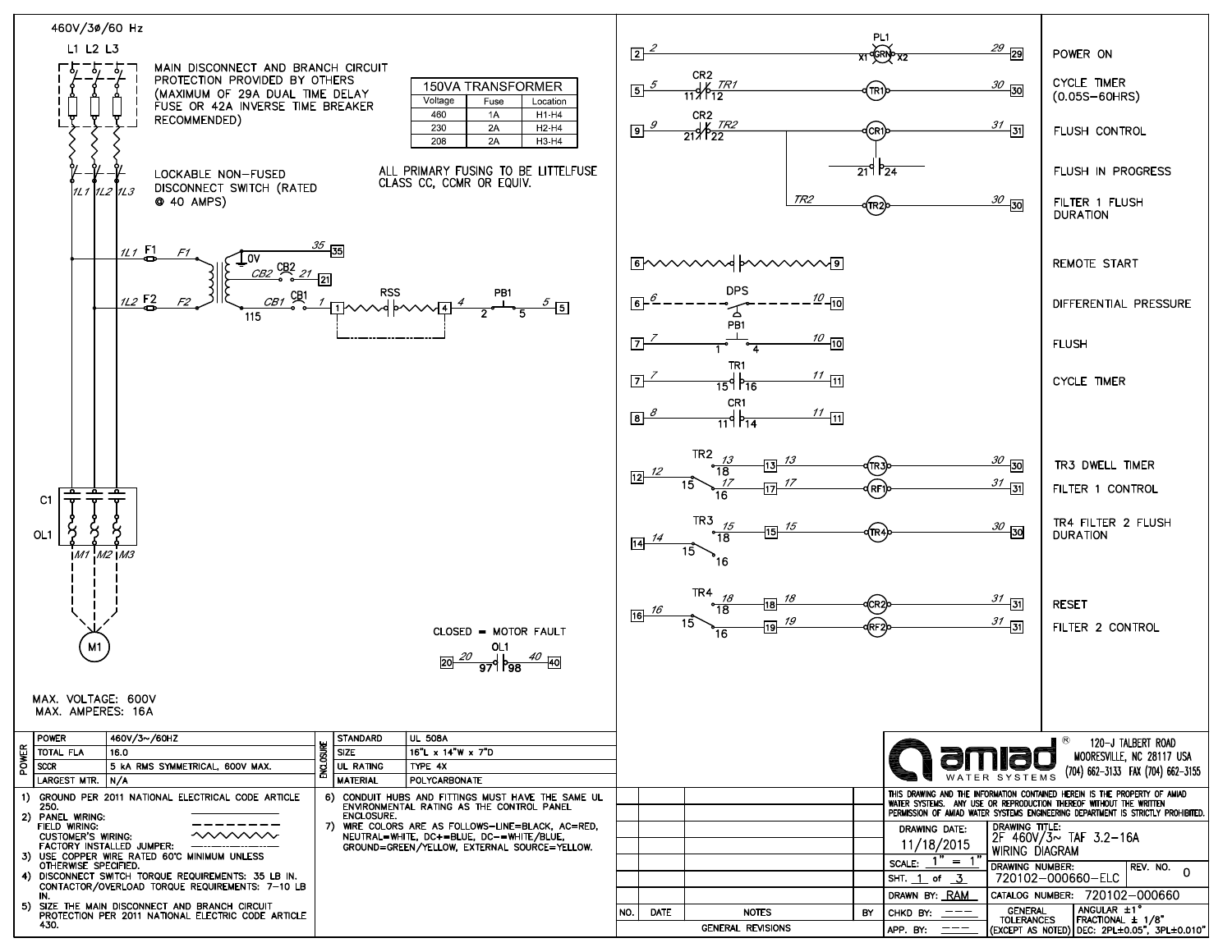460V/3Ø/60 Hz

L1 L2 L3

MAIN DISCONNECT AND BRANCH CIRCUIT PROTECTION PROVIDED BY OTHERS (MAXIMUM OF 29A DUAL TIME DELAY FUSE OR 42A INVERSE TIME BREAKER RECOMMENDED)

| 150VA TRANSFORMER | | |
|---|---|---|
| Voltage | Fuse | Location |
| 460 | 1A | H1-H4 |
| 230 | 2A | H2-H4 |
| 208 | 2A | H3-H4 |

LOCKABLE NON-FUSED DISCONNECT SWITCH (RATED @ 40 AMPS)

ALL PRIMARY FUSING TO BE LITTELFUSE CLASS CC, CCMR OR EQUIV.

1L1 1L2 1L3

1L1 F1 F1 &nbsp; 0V 35 [35]

CB2 CB2 21 [21]

1L2 F2 F2 &nbsp; CB1 CB1 1 [1] RSS [4] 4 PB1 2 5 5 [5]

115

C1

OL1

M1 M2 M3

M1

CLOSED = MOTOR FAULT

[20] 20 OL1 97 98 40 [40]

MAX. VOLTAGE: 600V
MAX. AMPERES: 16A

| Line | Component | Wire | Terminal | Description |
|---|---|---|---|---|
| [2] 2 | PL1 (GRN) X1 X2 | 29 | [29] | POWER ON |
| [5] 5 | CR2 11-12, TR1 | 30 | [30] | CYCLE TIMER (0.05S–60HRS) |
| [9] 9 | CR2 21-22, TR2, CR1 | 31 | [31] | FLUSH CONTROL |
| | 21-24 | | | FLUSH IN PROGRESS |
| | TR2 | 30 | [30] | FILTER 1 FLUSH DURATION |
| [6] | | | [9] | REMOTE START |
| [6] 6 | DPS | 10 | [10] | DIFFERENTIAL PRESSURE |
| [7] 7 | PB1 1-4 | 10 | [10] | FLUSH |
| [7] 7 | TR1 15-16 | 11 | [11] | CYCLE TIMER |
| [8] 8 | CR1 11-14 | 11 | [11] | |
| [12] 12 | TR2 15-18, 13 [13] 13, TR3 | 30 | [30] | TR3 DWELL TIMER |
| | TR2 15-16, 17 [17] 17, RF1 | 31 | [31] | FILTER 1 CONTROL |
| [14] 14 | TR3 15-18, 15 [15] 15, TR4; 15-16 | 30 | [30] | TR4 FILTER 2 FLUSH DURATION |
| [16] 16 | TR4 15-18, 18 [18] 18, CR2 | 31 | [31] | RESET |
| | TR4 15-16, [19] 19, RF2 | 31 | [31] | FILTER 2 CONTROL |

| POWER | | ENCLOSURE | |
|---|---|---|---|
| POWER | 460V/3~/60HZ | STANDARD | UL 508A |
| TOTAL FLA | 16.0 | SIZE | 16"L x 14"W x 7"D |
| SCCR | 5 kA RMS SYMMETRICAL, 600V MAX. | UL RATING | TYPE 4X |
| LARGEST MTR. | N/A | MATERIAL | POLYCARBONATE |

1) GROUND PER 2011 NATIONAL ELECTRICAL CODE ARTICLE 250.
2) PANEL WIRING:
   FIELD WIRING:
   CUSTOMER'S WIRING:
   FACTORY INSTALLED JUMPER:
3) USE COPPER WIRE RATED 60°C MINIMUM UNLESS OTHERWISE SPECIFIED.
4) DISCONNECT SWITCH TORQUE REQUIREMENTS: 35 LB IN. CONTACTOR/OVERLOAD TORQUE REQUIREMENTS: 7–10 LB IN.
5) SIZE THE MAIN DISCONNECT AND BRANCH CIRCUIT PROTECTION PER 2011 NATIONAL ELECTRIC CODE ARTICLE 430.
6) CONDUIT HUBS AND FITTINGS MUST HAVE THE SAME UL ENVIRONMENTAL RATING AS THE CONTROL PANEL ENCLOSURE.
7) WIRE COLORS ARE AS FOLLOWS–LINE=BLACK, AC=RED, NEUTRAL=WHITE, DC+=BLUE, DC-=WHITE/BLUE, GROUND=GREEN/YELLOW, EXTERNAL SOURCE=YELLOW.

| NO. | DATE | NOTES | BY |
|---|---|---|---|
| | | GENERAL REVISIONS | |

amiad® WATER SYSTEMS
120-J TALBERT ROAD
MOORESVILLE, NC 28117 USA
(704) 662-3133 FAX (704) 662-3155

THIS DRAWING AND THE INFORMATION CONTAINED HEREIN IS THE PROPERTY OF AMIAD WATER SYSTEMS. ANY USE OR REPRODUCTION THEREOF WITHOUT THE WRITTEN PERMISSION OF AMIAD WATER SYSTEMS ENGINEERING DEPARTMENT IS STRICTLY PROHIBITED.

| | |
|---|---|
| DRAWING DATE: 11/18/2015 | DRAWING TITLE: 2F 460V/3~ TAF 3.2-16A WIRING DIAGRAM |
| SCALE: 1" = 1" | DRAWING NUMBER: 720102-000660-ELC — REV. NO. 0 |
| SHT. 1 of 3 | |
| DRAWN BY: RAM | CATALOG NUMBER: 720102-000660 |
| CHKD BY: --- | GENERAL TOLERANCES (EXCEPT AS NOTED) — ANGULAR ±1°, FRACTIONAL ± 1/8", DEC: 2PL±0.05", 3PL±0.010" |
| APP. BY: --- | |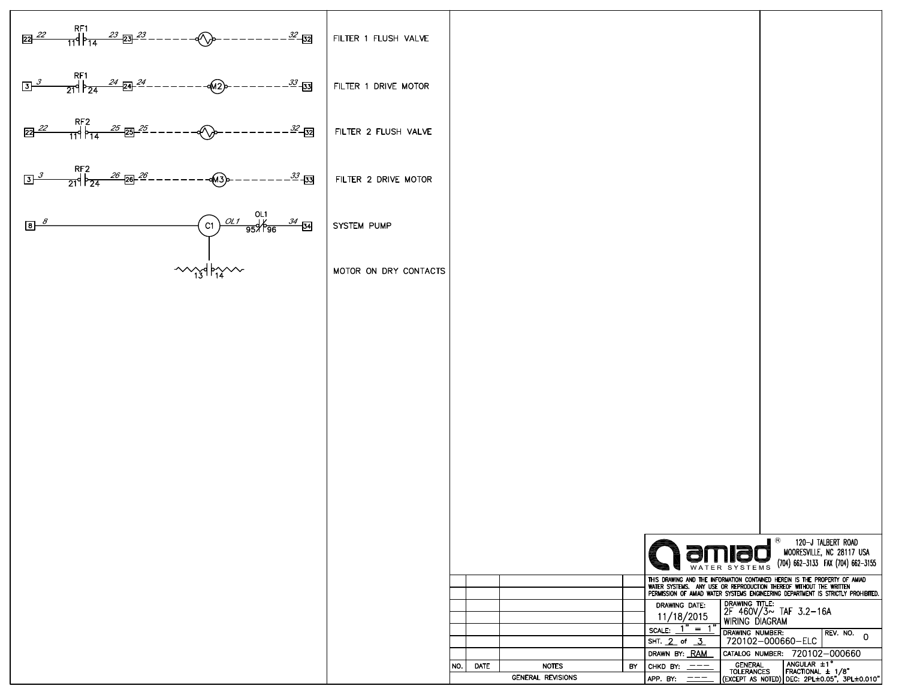| Wiring | Description |
|---|---|
| 22 — 22 — RF1 (11/14) — 23 — 23 — 23 — (valve) — 32 — 32 | FILTER 1 FLUSH VALVE |
| 3 — 3 — RF1 (21/24) — 24 — 24 — 24 — (M2) — 33 — 33 | FILTER 1 DRIVE MOTOR |
| 22 — 22 — RF2 (11/14) — 25 — 25 — 25 — (valve) — 32 — 32 | FILTER 2 FLUSH VALVE |
| 3 — 3 — RF2 (21/24) — 26 — 26 — 26 — (M3) — 33 — 33 | FILTER 2 DRIVE MOTOR |
| 8 — 8 — (C1) — OL1 — OL1 (95/96) — 34 — 34 | SYSTEM PUMP |
| 13/14 | MOTOR ON DRY CONTACTS |

| NO. | DATE | NOTES | BY |
|---|---|---|---|
| | | | |
| | | | |
| | | | |
| | | | |
| | | | |
| | | | |
| | | GENERAL REVISIONS | |

amiad® WATER SYSTEMS
120-J TALBERT ROAD
MOORESVILLE, NC 28117 USA
(704) 662-3133 FAX (704) 662-3155

THIS DRAWING AND THE INFORMATION CONTAINED HEREIN IS THE PROPERTY OF AMIAD WATER SYSTEMS. ANY USE OR REPRODUCTION THEREOF WITHOUT THE WRITTEN PERMISSION OF AMIAD WATER SYSTEMS ENGINEERING DEPARTMENT IS STRICTLY PROHIBITED.

| | | |
|---|---|---|
| DRAWING DATE: 11/18/2015 | DRAWING TITLE: 2F 460V/3~ TAF 3.2-16A WIRING DIAGRAM | |
| SCALE: 1" = 1" | DRAWING NUMBER: 720102-000660-ELC | REV. NO. 0 |
| SHT. 2 of 3 | | |
| DRAWN BY: RAM | CATALOG NUMBER: 720102-000660 | |
| CHKD BY: --- | GENERAL TOLERANCES (EXCEPT AS NOTED) | ANGULAR ±1° FRACTIONAL ± 1/8" DEC: 2PL±0.05", 3PL±0.010" |
| APP. BY: --- | | |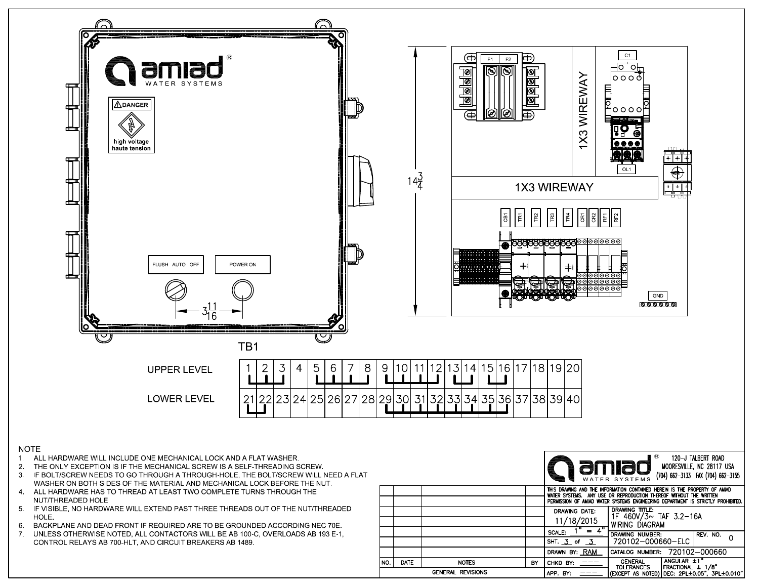amiad® WATER SYSTEMS

DANGER

high voltage
haute tension

FLUSH AUTO OFF

POWER ON

$3\frac{11}{16}$

$14\frac{3}{4}$

F1 F2

1X3 WIREWAY

C1

OL1

1X3 WIREWAY

CB1 TR1 TR2 TR3 TR4 CR1 CR2 RF1 RF2

GND

TB1

| | | | | | | | | | | | | | | | | | | | | |
|---|---|---|---|---|---|---|---|---|---|---|---|---|---|---|---|---|---|---|---|---|
| UPPER LEVEL | 1 | 2 | 3 | 4 | 5 | 6 | 7 | 8 | 9 | 10 | 11 | 12 | 13 | 14 | 15 | 16 | 17 | 18 | 19 | 20 |
| LOWER LEVEL | 21 | 22 | 23 | 24 | 25 | 26 | 27 | 28 | 29 | 30 | 31 | 32 | 33 | 34 | 35 | 36 | 37 | 38 | 39 | 40 |

NOTE

1. ALL HARDWARE WILL INCLUDE ONE MECHANICAL LOCK AND A FLAT WASHER.
2. THE ONLY EXCEPTION IS IF THE MECHANICAL SCREW IS A SELF-THREADING SCREW.
3. IF BOLT/SCREW NEEDS TO GO THROUGH A THROUGH-HOLE, THE BOLT/SCREW WILL NEED A FLAT WASHER ON BOTH SIDES OF THE MATERIAL AND MECHANICAL LOCK BEFORE THE NUT.
4. ALL HARDWARE HAS TO THREAD AT LEAST TWO COMPLETE TURNS THROUGH THE NUT/THREADED HOLE
5. IF VISIBLE, NO HARDWARE WILL EXTEND PAST THREE THREADS OUT OF THE NUT/THREADED HOLE.
6. BACKPLANE AND DEAD FRONT IF REQUIRED ARE TO BE GROUNDED ACCORDING NEC 70E.
7. UNLESS OTHERWISE NOTED, ALL CONTACTORS WILL BE AB 100-C, OVERLOADS AB 193 E-1, CONTROL RELAYS AB 700-HLT, AND CIRCUIT BREAKERS AB 1489.

| NO. | DATE | NOTES | BY |
|---|---|---|---|
| | | | |
| | | | |
| | | | |
| | | | |
| | | | |
| | | GENERAL REVISIONS | |

amiad® WATER SYSTEMS — 120-J TALBERT ROAD MOORESVILLE, NC 28117 USA (704) 662-3133 FAX (704) 662-3155

THIS DRAWING AND THE INFORMATION CONTAINED HEREIN IS THE PROPERTY OF AMIAD WATER SYSTEMS. ANY USE OR REPRODUCTION THEREOF WITHOUT THE WRITTEN PERMISSION OF AMIAD WATER SYSTEMS ENGINEERING DEPARTMENT IS STRICTLY PROHIBITED.

| | | |
|---|---|---|
| DRAWING DATE: 11/18/2015 | DRAWING TITLE: 1F 460V/3~ TAF 3.2-16A WIRING DIAGRAM | |
| SCALE: 1" = 4" | DRAWING NUMBER: 720102-000660-ELC | REV. NO. 0 |
| SHT. 3 of 3 | | |
| DRAWN BY: RAM | CATALOG NUMBER: 720102-000660 | |
| CHKD BY: --- | GENERAL TOLERANCES (EXCEPT AS NOTED) | ANGULAR ±1° FRACTIONAL ± 1/8" DEC: 2PL±0.05", 3PL±0.010" |
| APP. BY: --- | | |